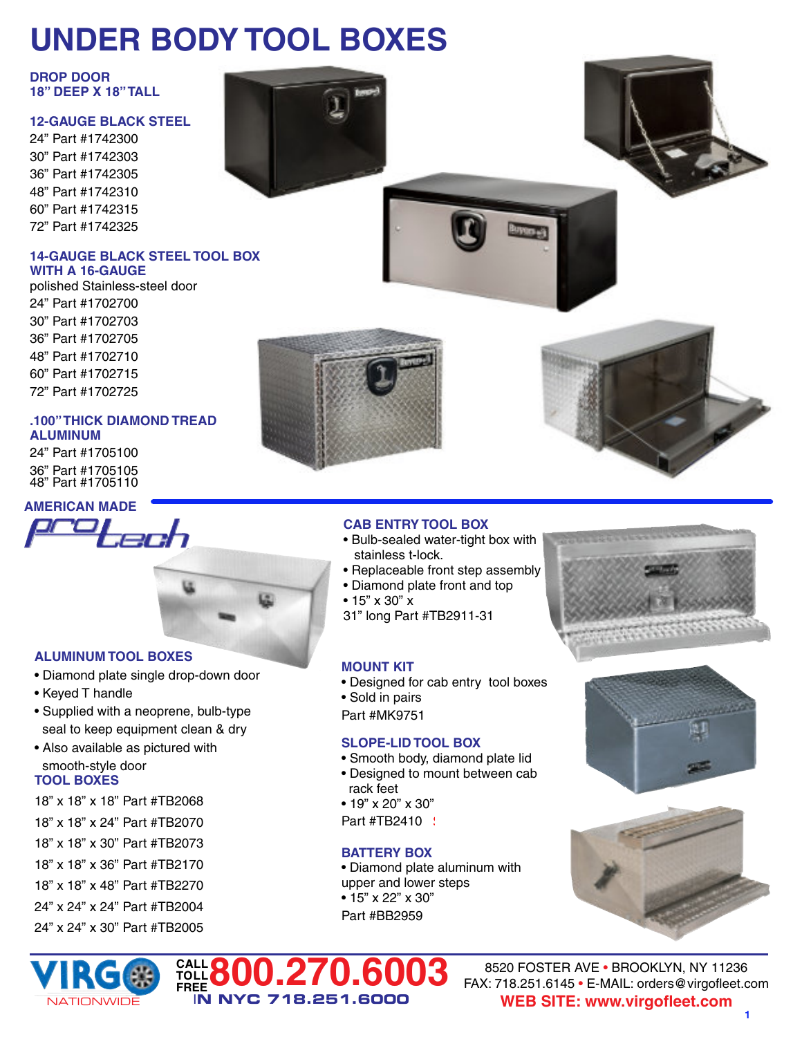// Page header omitted (UNDER BODY TOOL BOXES is main title, keep)
# UNDER BODY TOOL BOXES

### DROP DOOR
### 18" DEEP X 18" TALL

### 12-GAUGE BLACK STEEL

24" Part #1742300
30" Part #1742303
36" Part #1742305
48" Part #1742310
60" Part #1742315
72" Part #1742325

### 14-GAUGE BLACK STEEL TOOL BOX WITH A 16-GAUGE

polished Stainless-steel door
24" Part #1702700
30" Part #1702703
36" Part #1702705
48" Part #1702710
60" Part #1702715
72" Part #1702725

### .100" THICK DIAMOND TREAD ALUMINUM

24" Part #1705100
36" Part #1705105
48" Part #1705110

## AMERICAN MADE

protech

### ALUMINUM TOOL BOXES

- Diamond plate single drop-down door
- Keyed T handle
- Supplied with a neoprene, bulb-type seal to keep equipment clean & dry
- Also available as pictured with smooth-style door

### TOOL BOXES

18" x 18" x 18" Part #TB2068
18" x 18" x 24" Part #TB2070
18" x 18" x 30" Part #TB2073
18" x 18" x 36" Part #TB2170
18" x 18" x 48" Part #TB2270
24" x 24" x 24" Part #TB2004
24" x 24" x 30" Part #TB2005

### CAB ENTRY TOOL BOX

- Bulb-sealed water-tight box with stainless t-lock.
- Replaceable front step assembly
- Diamond plate front and top
- 15" x 30" x 31" long Part #TB2911-31

### MOUNT KIT

- Designed for cab entry tool boxes
- Sold in pairs

Part #MK9751

### SLOPE-LID TOOL BOX

- Smooth body, diamond plate lid
- Designed to mount between cab rack feet
- 19" x 20" x 30"

Part #TB2410

### BATTERY BOX

- Diamond plate aluminum with upper and lower steps
- 15" x 22" x 30"

Part #BB2959

VIRGO NATIONWIDE

CALL TOLL FREE 800.270.6003
IN NYC 718.251.6000

8520 FOSTER AVE • BROOKLYN, NY 11236
FAX: 718.251.6145 • E-MAIL: orders@virgofleet.com
WEB SITE: www.virgofleet.com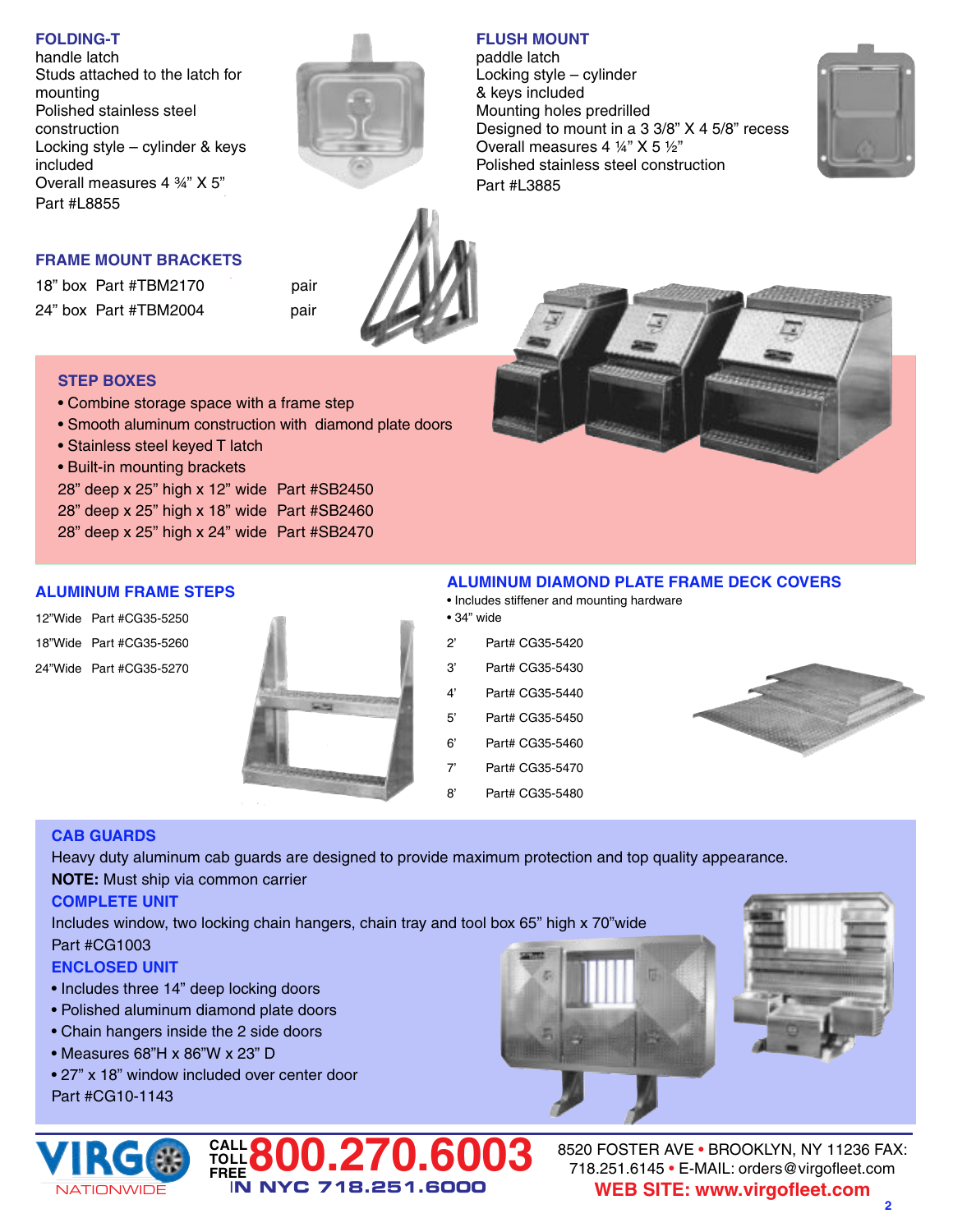## FOLDING-T

handle latch
Studs attached to the latch for mounting
Polished stainless steel construction
Locking style – cylinder & keys included
Overall measures 4 ¾" X 5"
Part #L8855

## FLUSH MOUNT

paddle latch
Locking style – cylinder & keys included
Mounting holes predrilled
Designed to mount in a 3 3/8" X 4 5/8" recess
Overall measures 4 ¼" X 5 ½"
Polished stainless steel construction
Part #L3885

## FRAME MOUNT BRACKETS

| | | |
|---|---|---|
| 18" box | Part #TBM2170 | pair |
| 24" box | Part #TBM2004 | pair |

## STEP BOXES

- Combine storage space with a frame step
- Smooth aluminum construction with diamond plate doors
- Stainless steel keyed T latch
- Built-in mounting brackets

28" deep x 25" high x 12" wide Part #SB2450
28" deep x 25" high x 18" wide Part #SB2460
28" deep x 25" high x 24" wide Part #SB2470

## ALUMINUM FRAME STEPS

| | |
|---|---|
| 12"Wide | Part #CG35-5250 |
| 18"Wide | Part #CG35-5260 |
| 24"Wide | Part #CG35-5270 |

## ALUMINUM DIAMOND PLATE FRAME DECK COVERS

- Includes stiffener and mounting hardware
- 34" wide

| | |
|---|---|
| 2' | Part# CG35-5420 |
| 3' | Part# CG35-5430 |
| 4' | Part# CG35-5440 |
| 5' | Part# CG35-5450 |
| 6' | Part# CG35-5460 |
| 7' | Part# CG35-5470 |
| 8' | Part# CG35-5480 |

## CAB GUARDS

Heavy duty aluminum cab guards are designed to provide maximum protection and top quality appearance.

**NOTE:** Must ship via common carrier

### COMPLETE UNIT

Includes window, two locking chain hangers, chain tray and tool box 65" high x 70"wide
Part #CG1003

### ENCLOSED UNIT

- Includes three 14" deep locking doors
- Polished aluminum diamond plate doors
- Chain hangers inside the 2 side doors
- Measures 68"H x 86"W x 23" D
- 27" x 18" window included over center door

Part #CG10-1143

VIRGO NATIONWIDE

CALL TOLL FREE 800.270.6003
IN NYC 718.251.6000

8520 FOSTER AVE • BROOKLYN, NY 11236 FAX: 718.251.6145 • E-MAIL: orders@virgofleet.com
WEB SITE: www.virgofleet.com